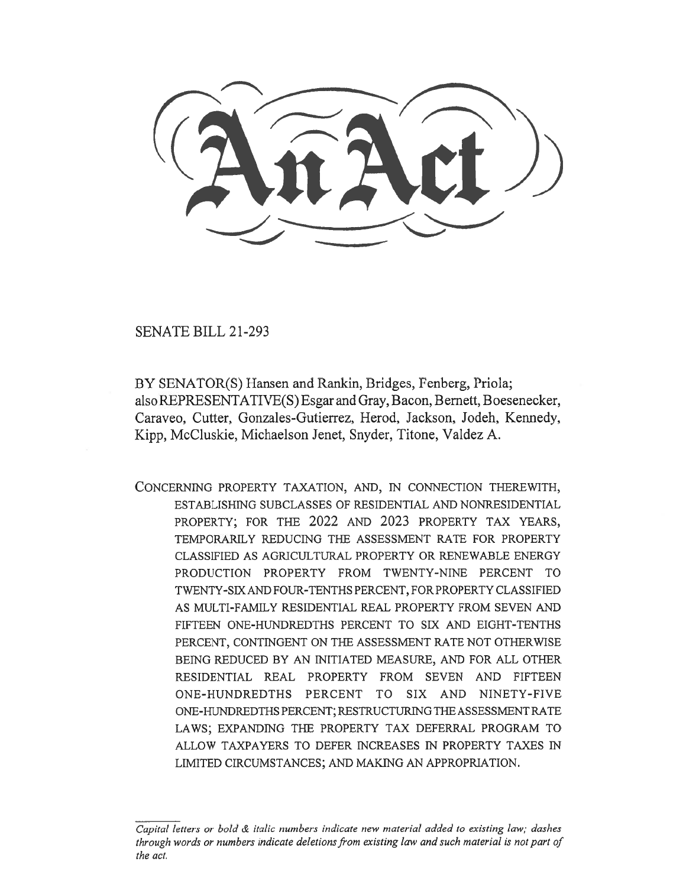# An Act

SENATE BILL 21-293

BY SENATOR(S) Hansen and Rankin, Bridges, Fenberg, Priola;
also REPRESENTATIVE(S) Esgar and Gray, Bacon, Bernett, Boesenecker, Caraveo, Cutter, Gonzales-Gutierrez, Herod, Jackson, Jodeh, Kennedy, Kipp, McCluskie, Michaelson Jenet, Snyder, Titone, Valdez A.

CONCERNING PROPERTY TAXATION, AND, IN CONNECTION THEREWITH, ESTABLISHING SUBCLASSES OF RESIDENTIAL AND NONRESIDENTIAL PROPERTY; FOR THE 2022 AND 2023 PROPERTY TAX YEARS, TEMPORARILY REDUCING THE ASSESSMENT RATE FOR PROPERTY CLASSIFIED AS AGRICULTURAL PROPERTY OR RENEWABLE ENERGY PRODUCTION PROPERTY FROM TWENTY-NINE PERCENT TO TWENTY-SIX AND FOUR-TENTHS PERCENT, FOR PROPERTY CLASSIFIED AS MULTI-FAMILY RESIDENTIAL REAL PROPERTY FROM SEVEN AND FIFTEEN ONE-HUNDREDTHS PERCENT TO SIX AND EIGHT-TENTHS PERCENT, CONTINGENT ON THE ASSESSMENT RATE NOT OTHERWISE BEING REDUCED BY AN INITIATED MEASURE, AND FOR ALL OTHER RESIDENTIAL REAL PROPERTY FROM SEVEN AND FIFTEEN ONE-HUNDREDTHS PERCENT TO SIX AND NINETY-FIVE ONE-HUNDREDTHS PERCENT; RESTRUCTURING THE ASSESSMENT RATE LAWS; EXPANDING THE PROPERTY TAX DEFERRAL PROGRAM TO ALLOW TAXPAYERS TO DEFER INCREASES IN PROPERTY TAXES IN LIMITED CIRCUMSTANCES; AND MAKING AN APPROPRIATION.

*Capital letters or bold & italic numbers indicate new material added to existing law; dashes through words or numbers indicate deletions from existing law and such material is not part of the act.*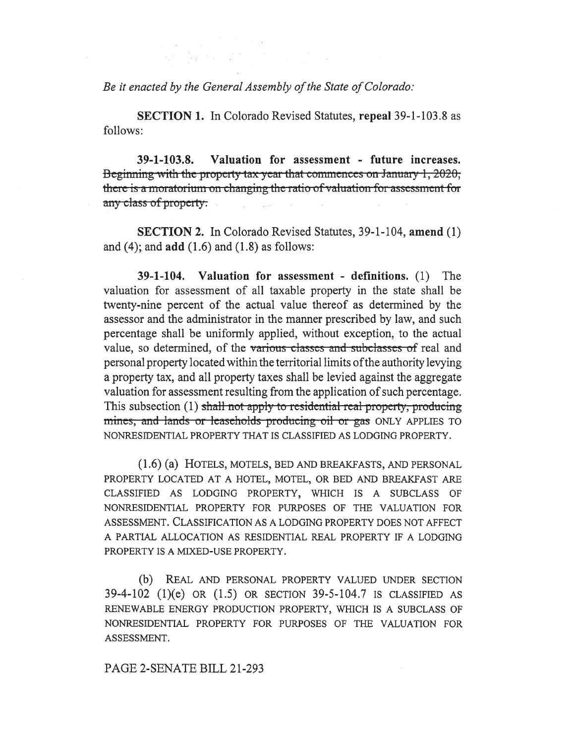*Be it enacted by the General Assembly of the State of Colorado:*

**SECTION 1.** In Colorado Revised Statutes, **repeal** 39-1-103.8 as follows:

**39-1-103.8. Valuation for assessment - future increases.** ~~Beginning with the property tax year that commences on January 1, 2020, there is a moratorium on changing the ratio of valuation for assessment for any class of property.~~

**SECTION 2.** In Colorado Revised Statutes, 39-1-104, **amend** (1) and (4); and **add** (1.6) and (1.8) as follows:

**39-1-104. Valuation for assessment - definitions.** (1) The valuation for assessment of all taxable property in the state shall be twenty-nine percent of the actual value thereof as determined by the assessor and the administrator in the manner prescribed by law, and such percentage shall be uniformly applied, without exception, to the actual value, so determined, of the ~~various classes and subclasses of~~ real and personal property located within the territorial limits of the authority levying a property tax, and all property taxes shall be levied against the aggregate valuation for assessment resulting from the application of such percentage. This subsection (1) ~~shall not apply to residential real property, producing mines, and lands or leaseholds producing oil or gas~~ ONLY APPLIES TO NONRESIDENTIAL PROPERTY THAT IS CLASSIFIED AS LODGING PROPERTY.

(1.6) (a) HOTELS, MOTELS, BED AND BREAKFASTS, AND PERSONAL PROPERTY LOCATED AT A HOTEL, MOTEL, OR BED AND BREAKFAST ARE CLASSIFIED AS LODGING PROPERTY, WHICH IS A SUBCLASS OF NONRESIDENTIAL PROPERTY FOR PURPOSES OF THE VALUATION FOR ASSESSMENT. CLASSIFICATION AS A LODGING PROPERTY DOES NOT AFFECT A PARTIAL ALLOCATION AS RESIDENTIAL REAL PROPERTY IF A LODGING PROPERTY IS A MIXED-USE PROPERTY.

(b) REAL AND PERSONAL PROPERTY VALUED UNDER SECTION 39-4-102 (1)(e) OR (1.5) OR SECTION 39-5-104.7 IS CLASSIFIED AS RENEWABLE ENERGY PRODUCTION PROPERTY, WHICH IS A SUBCLASS OF NONRESIDENTIAL PROPERTY FOR PURPOSES OF THE VALUATION FOR ASSESSMENT.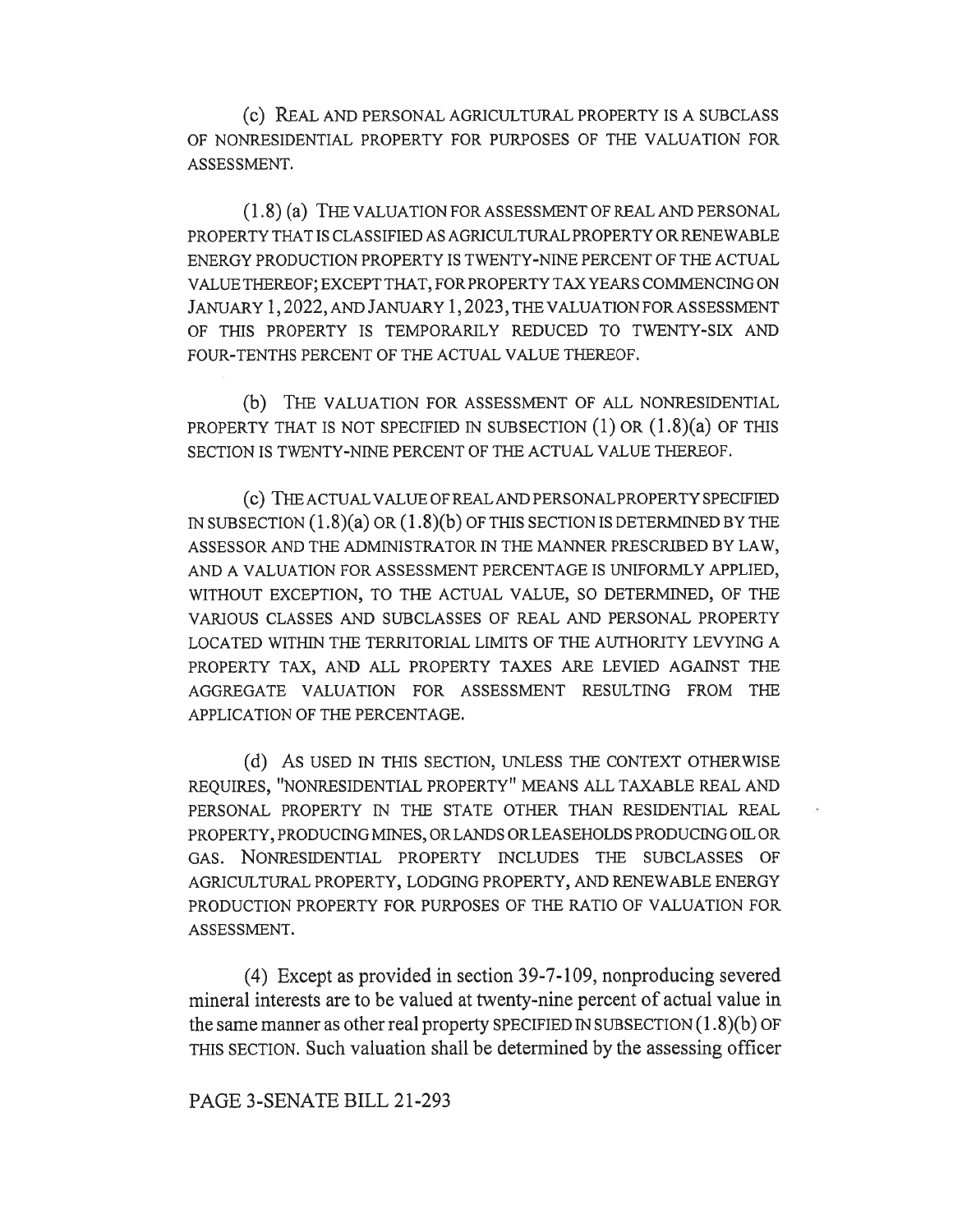(c) REAL AND PERSONAL AGRICULTURAL PROPERTY IS A SUBCLASS OF NONRESIDENTIAL PROPERTY FOR PURPOSES OF THE VALUATION FOR ASSESSMENT.

(1.8) (a) THE VALUATION FOR ASSESSMENT OF REAL AND PERSONAL PROPERTY THAT IS CLASSIFIED AS AGRICULTURAL PROPERTY OR RENEWABLE ENERGY PRODUCTION PROPERTY IS TWENTY-NINE PERCENT OF THE ACTUAL VALUE THEREOF; EXCEPT THAT, FOR PROPERTY TAX YEARS COMMENCING ON JANUARY 1, 2022, AND JANUARY 1, 2023, THE VALUATION FOR ASSESSMENT OF THIS PROPERTY IS TEMPORARILY REDUCED TO TWENTY-SIX AND FOUR-TENTHS PERCENT OF THE ACTUAL VALUE THEREOF.

(b) THE VALUATION FOR ASSESSMENT OF ALL NONRESIDENTIAL PROPERTY THAT IS NOT SPECIFIED IN SUBSECTION (1) OR (1.8)(a) OF THIS SECTION IS TWENTY-NINE PERCENT OF THE ACTUAL VALUE THEREOF.

(c) THE ACTUAL VALUE OF REAL AND PERSONAL PROPERTY SPECIFIED IN SUBSECTION (1.8)(a) OR (1.8)(b) OF THIS SECTION IS DETERMINED BY THE ASSESSOR AND THE ADMINISTRATOR IN THE MANNER PRESCRIBED BY LAW, AND A VALUATION FOR ASSESSMENT PERCENTAGE IS UNIFORMLY APPLIED, WITHOUT EXCEPTION, TO THE ACTUAL VALUE, SO DETERMINED, OF THE VARIOUS CLASSES AND SUBCLASSES OF REAL AND PERSONAL PROPERTY LOCATED WITHIN THE TERRITORIAL LIMITS OF THE AUTHORITY LEVYING A PROPERTY TAX, AND ALL PROPERTY TAXES ARE LEVIED AGAINST THE AGGREGATE VALUATION FOR ASSESSMENT RESULTING FROM THE APPLICATION OF THE PERCENTAGE.

(d) AS USED IN THIS SECTION, UNLESS THE CONTEXT OTHERWISE REQUIRES, "NONRESIDENTIAL PROPERTY" MEANS ALL TAXABLE REAL AND PERSONAL PROPERTY IN THE STATE OTHER THAN RESIDENTIAL REAL PROPERTY, PRODUCING MINES, OR LANDS OR LEASEHOLDS PRODUCING OIL OR GAS. NONRESIDENTIAL PROPERTY INCLUDES THE SUBCLASSES OF AGRICULTURAL PROPERTY, LODGING PROPERTY, AND RENEWABLE ENERGY PRODUCTION PROPERTY FOR PURPOSES OF THE RATIO OF VALUATION FOR ASSESSMENT.

(4) Except as provided in section 39-7-109, nonproducing severed mineral interests are to be valued at twenty-nine percent of actual value in the same manner as other real property SPECIFIED IN SUBSECTION (1.8)(b) OF THIS SECTION. Such valuation shall be determined by the assessing officer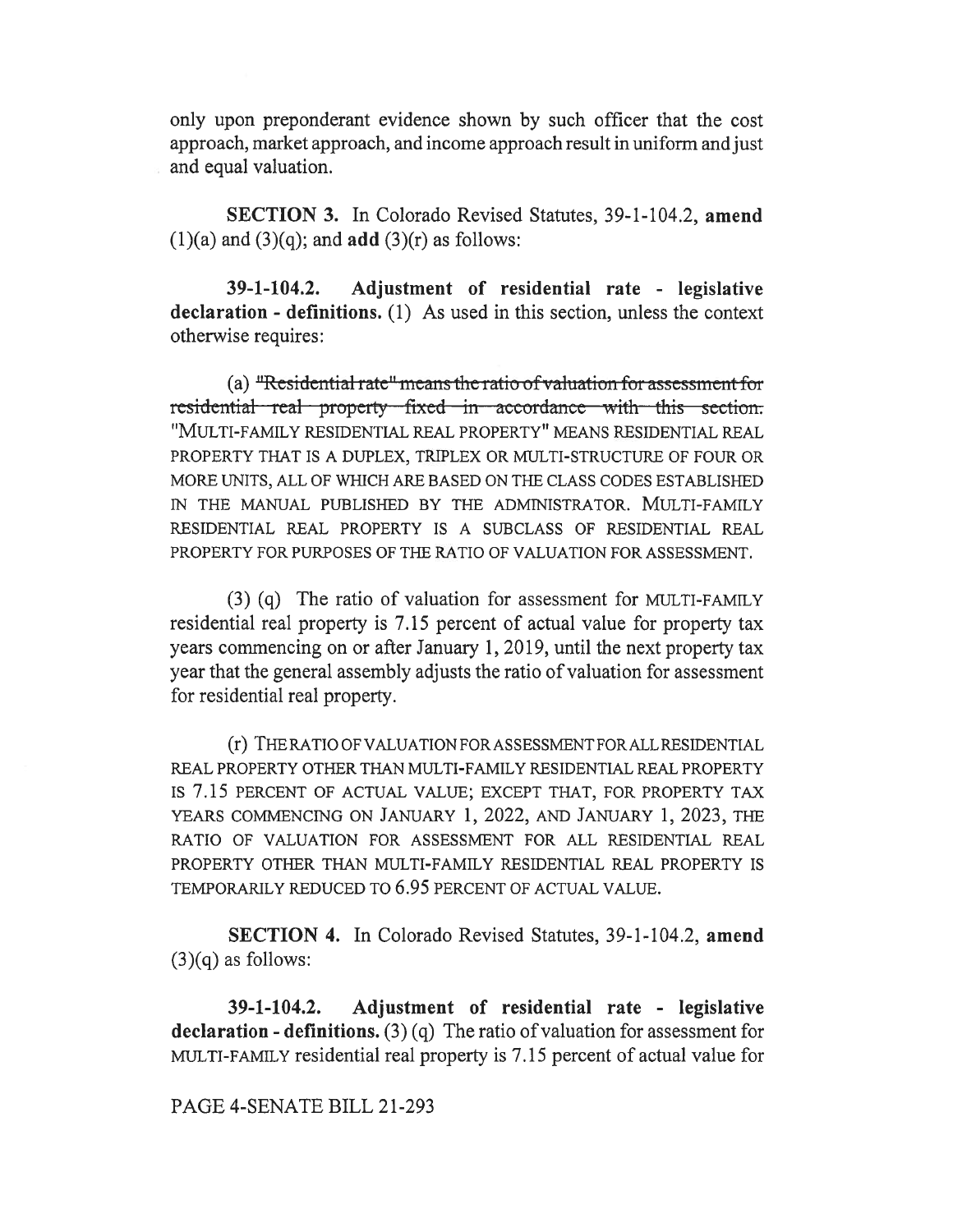only upon preponderant evidence shown by such officer that the cost approach, market approach, and income approach result in uniform and just and equal valuation.

**SECTION 3.** In Colorado Revised Statutes, 39-1-104.2, **amend** (1)(a) and (3)(q); and **add** (3)(r) as follows:

**39-1-104.2. Adjustment of residential rate - legislative declaration - definitions.** (1) As used in this section, unless the context otherwise requires:

(a) ~~"Residential rate" means the ratio of valuation for assessment for residential real property fixed in accordance with this section.~~ "MULTI-FAMILY RESIDENTIAL REAL PROPERTY" MEANS RESIDENTIAL REAL PROPERTY THAT IS A DUPLEX, TRIPLEX OR MULTI-STRUCTURE OF FOUR OR MORE UNITS, ALL OF WHICH ARE BASED ON THE CLASS CODES ESTABLISHED IN THE MANUAL PUBLISHED BY THE ADMINISTRATOR. MULTI-FAMILY RESIDENTIAL REAL PROPERTY IS A SUBCLASS OF RESIDENTIAL REAL PROPERTY FOR PURPOSES OF THE RATIO OF VALUATION FOR ASSESSMENT.

(3) (q) The ratio of valuation for assessment for MULTI-FAMILY residential real property is 7.15 percent of actual value for property tax years commencing on or after January 1, 2019, until the next property tax year that the general assembly adjusts the ratio of valuation for assessment for residential real property.

(r) THE RATIO OF VALUATION FOR ASSESSMENT FOR ALL RESIDENTIAL REAL PROPERTY OTHER THAN MULTI-FAMILY RESIDENTIAL REAL PROPERTY IS 7.15 PERCENT OF ACTUAL VALUE; EXCEPT THAT, FOR PROPERTY TAX YEARS COMMENCING ON JANUARY 1, 2022, AND JANUARY 1, 2023, THE RATIO OF VALUATION FOR ASSESSMENT FOR ALL RESIDENTIAL REAL PROPERTY OTHER THAN MULTI-FAMILY RESIDENTIAL REAL PROPERTY IS TEMPORARILY REDUCED TO 6.95 PERCENT OF ACTUAL VALUE.

**SECTION 4.** In Colorado Revised Statutes, 39-1-104.2, **amend** (3)(q) as follows:

**39-1-104.2. Adjustment of residential rate - legislative declaration - definitions.** (3) (q) The ratio of valuation for assessment for MULTI-FAMILY residential real property is 7.15 percent of actual value for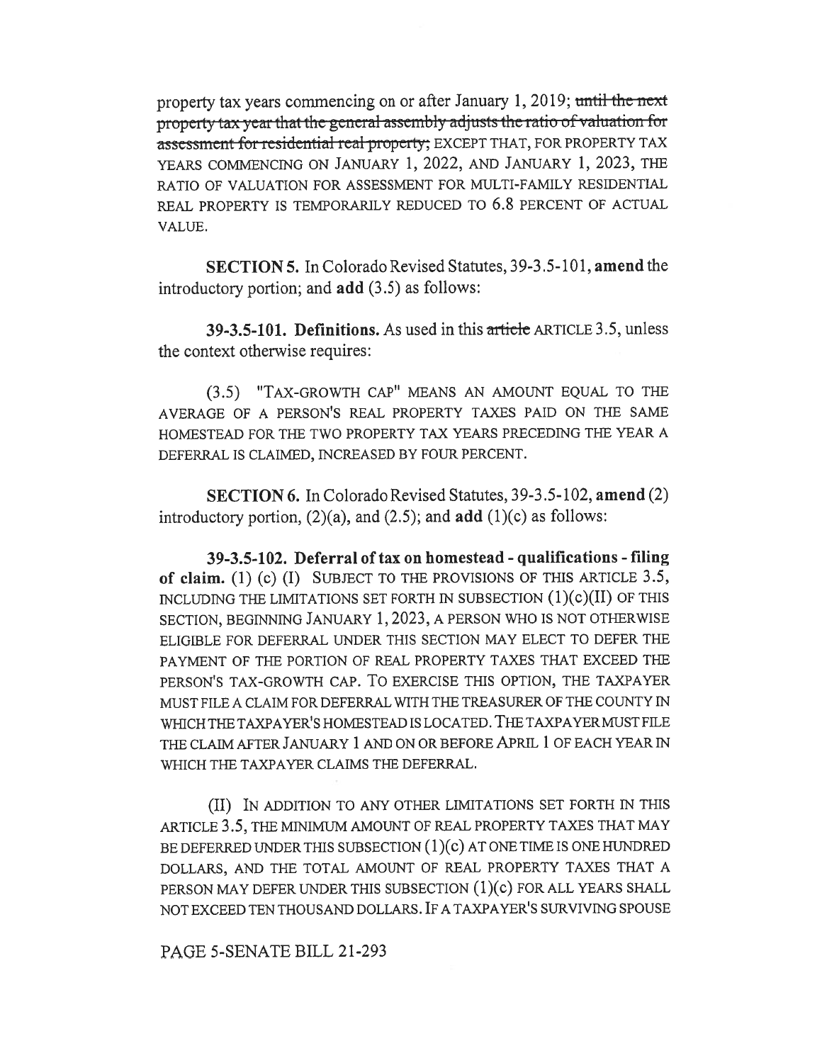property tax years commencing on or after January 1, 2019; ~~until the next property tax year that the general assembly adjusts the ratio of valuation for assessment for residential real property;~~ EXCEPT THAT, FOR PROPERTY TAX YEARS COMMENCING ON JANUARY 1, 2022, AND JANUARY 1, 2023, THE RATIO OF VALUATION FOR ASSESSMENT FOR MULTI-FAMILY RESIDENTIAL REAL PROPERTY IS TEMPORARILY REDUCED TO 6.8 PERCENT OF ACTUAL VALUE.

**SECTION 5.** In Colorado Revised Statutes, 39-3.5-101, **amend** the introductory portion; and **add** (3.5) as follows:

**39-3.5-101. Definitions.** As used in this ~~article~~ ARTICLE 3.5, unless the context otherwise requires:

(3.5) "TAX-GROWTH CAP" MEANS AN AMOUNT EQUAL TO THE AVERAGE OF A PERSON'S REAL PROPERTY TAXES PAID ON THE SAME HOMESTEAD FOR THE TWO PROPERTY TAX YEARS PRECEDING THE YEAR A DEFERRAL IS CLAIMED, INCREASED BY FOUR PERCENT.

**SECTION 6.** In Colorado Revised Statutes, 39-3.5-102, **amend** (2) introductory portion, (2)(a), and (2.5); and **add** (1)(c) as follows:

**39-3.5-102. Deferral of tax on homestead - qualifications - filing of claim.** (1) (c) (I) SUBJECT TO THE PROVISIONS OF THIS ARTICLE 3.5, INCLUDING THE LIMITATIONS SET FORTH IN SUBSECTION (1)(c)(II) OF THIS SECTION, BEGINNING JANUARY 1, 2023, A PERSON WHO IS NOT OTHERWISE ELIGIBLE FOR DEFERRAL UNDER THIS SECTION MAY ELECT TO DEFER THE PAYMENT OF THE PORTION OF REAL PROPERTY TAXES THAT EXCEED THE PERSON'S TAX-GROWTH CAP. TO EXERCISE THIS OPTION, THE TAXPAYER MUST FILE A CLAIM FOR DEFERRAL WITH THE TREASURER OF THE COUNTY IN WHICH THE TAXPAYER'S HOMESTEAD IS LOCATED. THE TAXPAYER MUST FILE THE CLAIM AFTER JANUARY 1 AND ON OR BEFORE APRIL 1 OF EACH YEAR IN WHICH THE TAXPAYER CLAIMS THE DEFERRAL.

(II) IN ADDITION TO ANY OTHER LIMITATIONS SET FORTH IN THIS ARTICLE 3.5, THE MINIMUM AMOUNT OF REAL PROPERTY TAXES THAT MAY BE DEFERRED UNDER THIS SUBSECTION (1)(c) AT ONE TIME IS ONE HUNDRED DOLLARS, AND THE TOTAL AMOUNT OF REAL PROPERTY TAXES THAT A PERSON MAY DEFER UNDER THIS SUBSECTION (1)(c) FOR ALL YEARS SHALL NOT EXCEED TEN THOUSAND DOLLARS. IF A TAXPAYER'S SURVIVING SPOUSE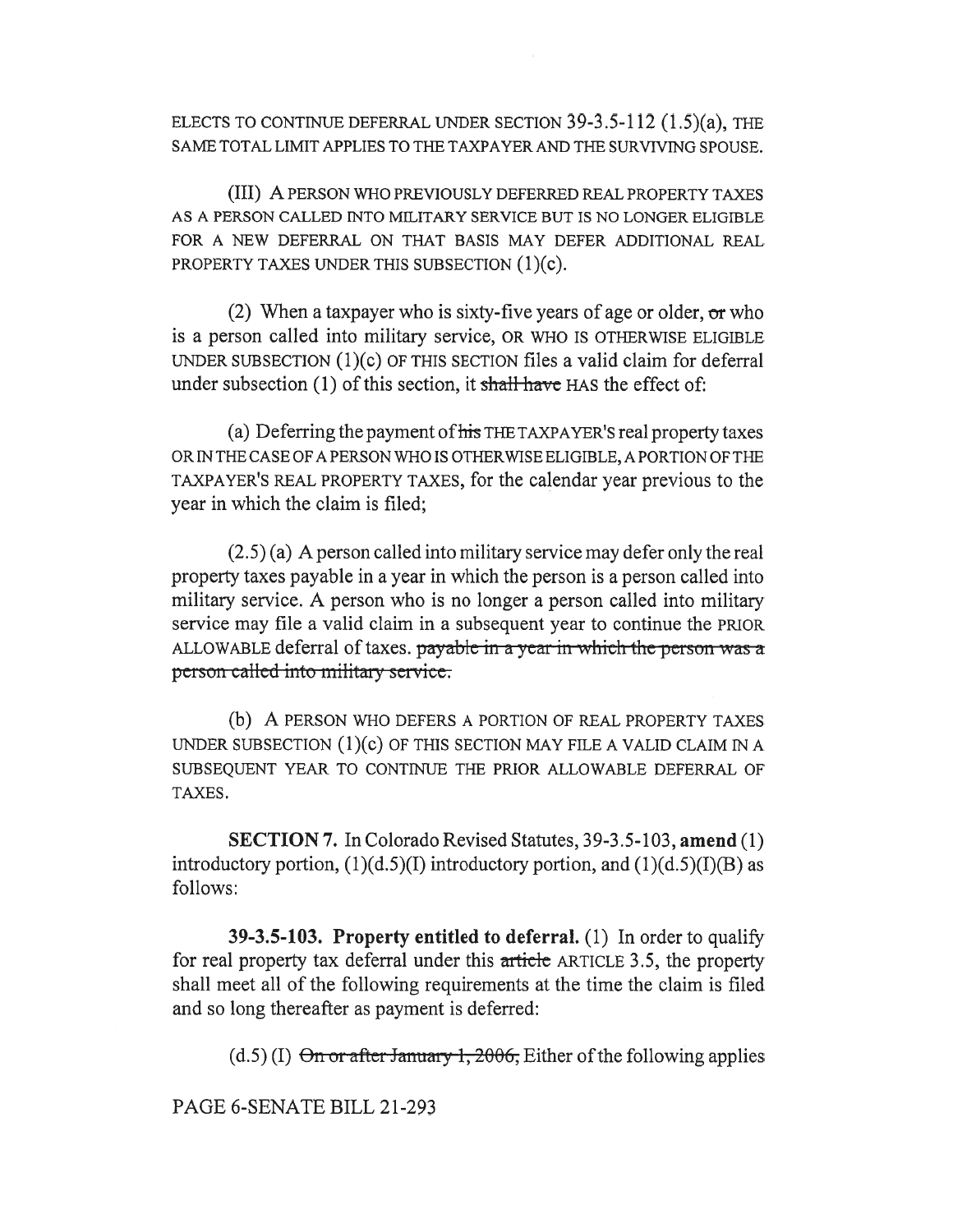ELECTS TO CONTINUE DEFERRAL UNDER SECTION 39-3.5-112 (1.5)(a), THE SAME TOTAL LIMIT APPLIES TO THE TAXPAYER AND THE SURVIVING SPOUSE.

(III) A PERSON WHO PREVIOUSLY DEFERRED REAL PROPERTY TAXES AS A PERSON CALLED INTO MILITARY SERVICE BUT IS NO LONGER ELIGIBLE FOR A NEW DEFERRAL ON THAT BASIS MAY DEFER ADDITIONAL REAL PROPERTY TAXES UNDER THIS SUBSECTION (1)(c).

(2) When a taxpayer who is sixty-five years of age or older, ~~or~~ who is a person called into military service, OR WHO IS OTHERWISE ELIGIBLE UNDER SUBSECTION (1)(c) OF THIS SECTION files a valid claim for deferral under subsection (1) of this section, it ~~shall have~~ HAS the effect of:

(a) Deferring the payment of ~~his~~ THE TAXPAYER'S real property taxes OR IN THE CASE OF A PERSON WHO IS OTHERWISE ELIGIBLE, A PORTION OF THE TAXPAYER'S REAL PROPERTY TAXES, for the calendar year previous to the year in which the claim is filed;

(2.5) (a) A person called into military service may defer only the real property taxes payable in a year in which the person is a person called into military service. A person who is no longer a person called into military service may file a valid claim in a subsequent year to continue the PRIOR ALLOWABLE deferral of taxes. ~~payable in a year in which the person was a person called into military service.~~

(b) A PERSON WHO DEFERS A PORTION OF REAL PROPERTY TAXES UNDER SUBSECTION (1)(c) OF THIS SECTION MAY FILE A VALID CLAIM IN A SUBSEQUENT YEAR TO CONTINUE THE PRIOR ALLOWABLE DEFERRAL OF TAXES.

**SECTION 7.** In Colorado Revised Statutes, 39-3.5-103, **amend** (1) introductory portion, (1)(d.5)(I) introductory portion, and (1)(d.5)(I)(B) as follows:

**39-3.5-103. Property entitled to deferral.** (1) In order to qualify for real property tax deferral under this ~~article~~ ARTICLE 3.5, the property shall meet all of the following requirements at the time the claim is filed and so long thereafter as payment is deferred:

(d.5) (I) ~~On or after January 1, 2006,~~ Either of the following applies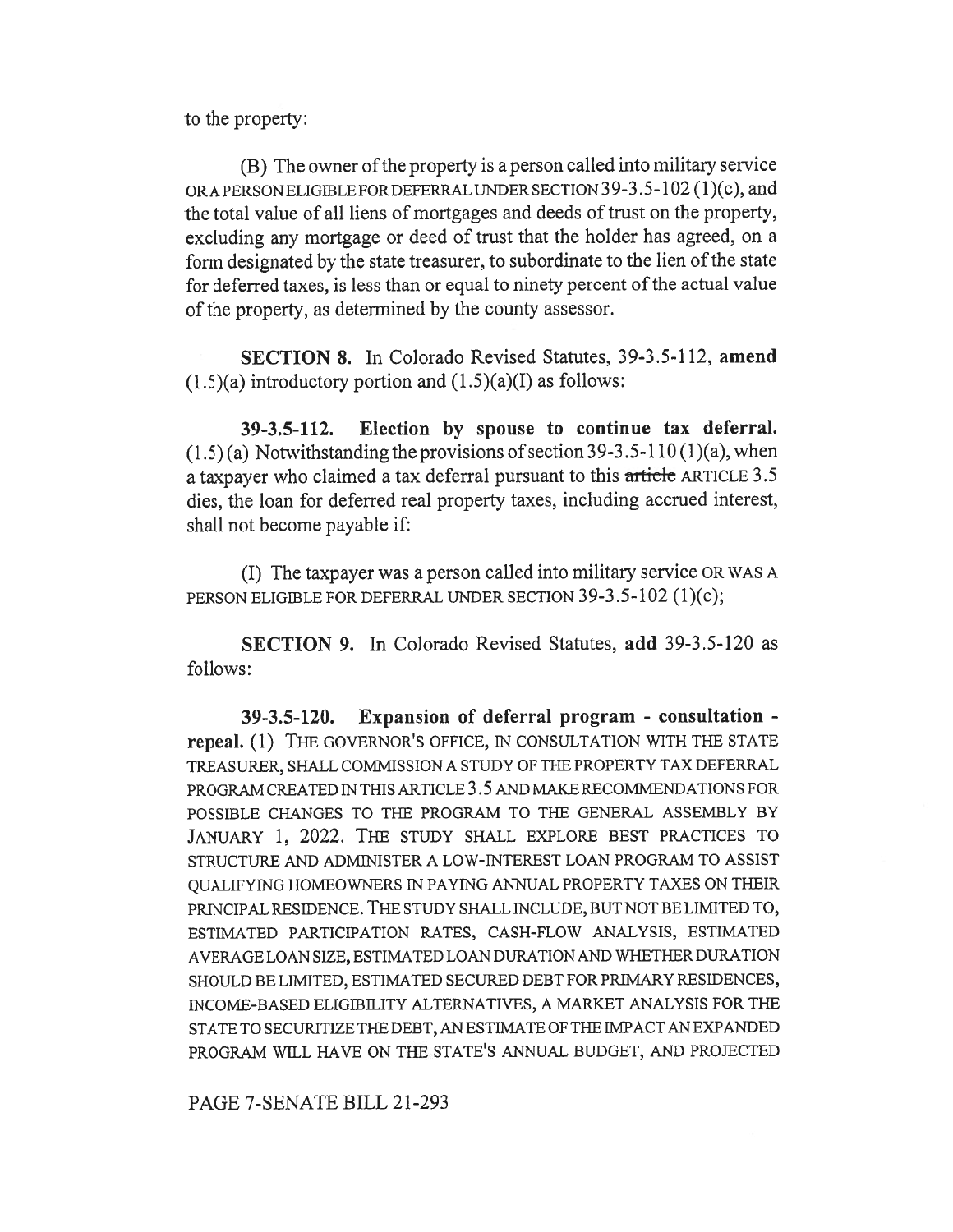to the property:

(B) The owner of the property is a person called into military service OR A PERSON ELIGIBLE FOR DEFERRAL UNDER SECTION 39-3.5-102 (1)(c), and the total value of all liens of mortgages and deeds of trust on the property, excluding any mortgage or deed of trust that the holder has agreed, on a form designated by the state treasurer, to subordinate to the lien of the state for deferred taxes, is less than or equal to ninety percent of the actual value of the property, as determined by the county assessor.

**SECTION 8.** In Colorado Revised Statutes, 39-3.5-112, **amend** (1.5)(a) introductory portion and (1.5)(a)(I) as follows:

**39-3.5-112. Election by spouse to continue tax deferral.** (1.5) (a) Notwithstanding the provisions of section 39-3.5-110 (1)(a), when a taxpayer who claimed a tax deferral pursuant to this ~~article~~ ARTICLE 3.5 dies, the loan for deferred real property taxes, including accrued interest, shall not become payable if:

(I) The taxpayer was a person called into military service OR WAS A PERSON ELIGIBLE FOR DEFERRAL UNDER SECTION 39-3.5-102 (1)(c);

**SECTION 9.** In Colorado Revised Statutes, **add** 39-3.5-120 as follows:

**39-3.5-120. Expansion of deferral program - consultation - repeal.** (1) THE GOVERNOR'S OFFICE, IN CONSULTATION WITH THE STATE TREASURER, SHALL COMMISSION A STUDY OF THE PROPERTY TAX DEFERRAL PROGRAM CREATED IN THIS ARTICLE 3.5 AND MAKE RECOMMENDATIONS FOR POSSIBLE CHANGES TO THE PROGRAM TO THE GENERAL ASSEMBLY BY JANUARY 1, 2022. THE STUDY SHALL EXPLORE BEST PRACTICES TO STRUCTURE AND ADMINISTER A LOW-INTEREST LOAN PROGRAM TO ASSIST QUALIFYING HOMEOWNERS IN PAYING ANNUAL PROPERTY TAXES ON THEIR PRINCIPAL RESIDENCE. THE STUDY SHALL INCLUDE, BUT NOT BE LIMITED TO, ESTIMATED PARTICIPATION RATES, CASH-FLOW ANALYSIS, ESTIMATED AVERAGE LOAN SIZE, ESTIMATED LOAN DURATION AND WHETHER DURATION SHOULD BE LIMITED, ESTIMATED SECURED DEBT FOR PRIMARY RESIDENCES, INCOME-BASED ELIGIBILITY ALTERNATIVES, A MARKET ANALYSIS FOR THE STATE TO SECURITIZE THE DEBT, AN ESTIMATE OF THE IMPACT AN EXPANDED PROGRAM WILL HAVE ON THE STATE'S ANNUAL BUDGET, AND PROJECTED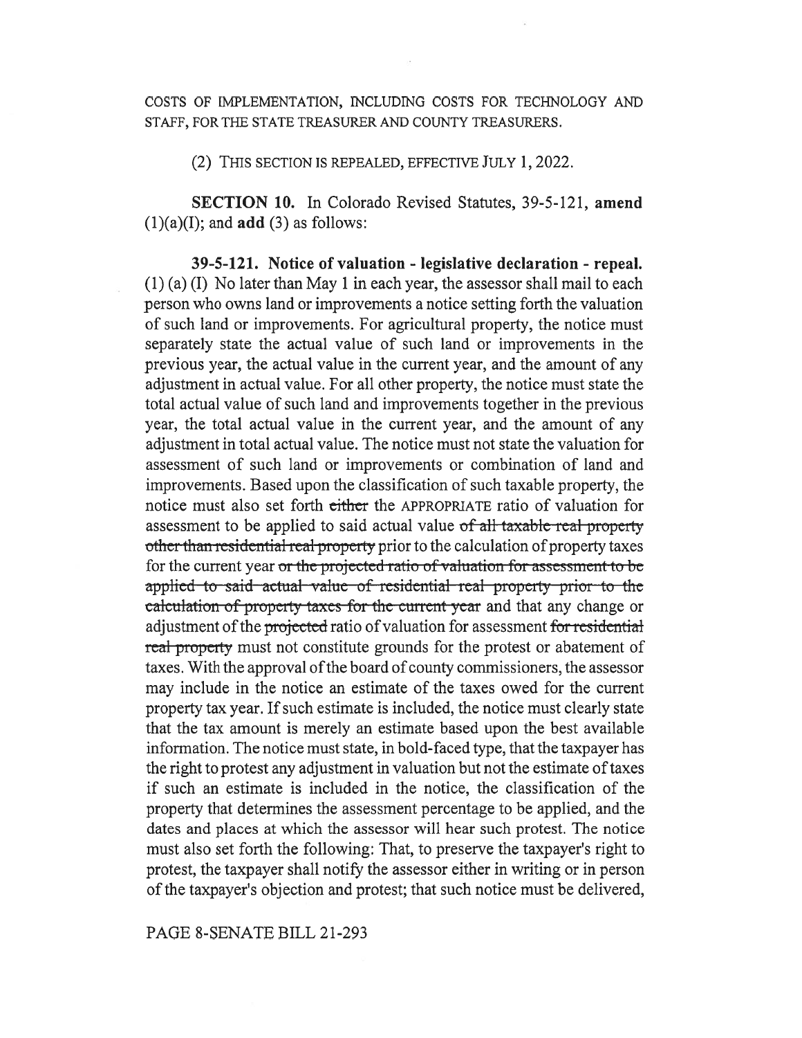COSTS OF IMPLEMENTATION, INCLUDING COSTS FOR TECHNOLOGY AND STAFF, FOR THE STATE TREASURER AND COUNTY TREASURERS.

(2) THIS SECTION IS REPEALED, EFFECTIVE JULY 1, 2022.

**SECTION 10.** In Colorado Revised Statutes, 39-5-121, **amend** (1)(a)(I); and **add** (3) as follows:

**39-5-121. Notice of valuation - legislative declaration - repeal.** (1) (a) (I) No later than May 1 in each year, the assessor shall mail to each person who owns land or improvements a notice setting forth the valuation of such land or improvements. For agricultural property, the notice must separately state the actual value of such land or improvements in the previous year, the actual value in the current year, and the amount of any adjustment in actual value. For all other property, the notice must state the total actual value of such land and improvements together in the previous year, the total actual value in the current year, and the amount of any adjustment in total actual value. The notice must not state the valuation for assessment of such land or improvements or combination of land and improvements. Based upon the classification of such taxable property, the notice must also set forth ~~either~~ the APPROPRIATE ratio of valuation for assessment to be applied to said actual value ~~of all taxable real property other than residential real property~~ prior to the calculation of property taxes for the current year ~~or the projected ratio of valuation for assessment to be applied to said actual value of residential real property prior to the calculation of property taxes for the current year~~ and that any change or adjustment of the ~~projected~~ ratio of valuation for assessment ~~for residential real property~~ must not constitute grounds for the protest or abatement of taxes. With the approval of the board of county commissioners, the assessor may include in the notice an estimate of the taxes owed for the current property tax year. If such estimate is included, the notice must clearly state that the tax amount is merely an estimate based upon the best available information. The notice must state, in bold-faced type, that the taxpayer has the right to protest any adjustment in valuation but not the estimate of taxes if such an estimate is included in the notice, the classification of the property that determines the assessment percentage to be applied, and the dates and places at which the assessor will hear such protest. The notice must also set forth the following: That, to preserve the taxpayer's right to protest, the taxpayer shall notify the assessor either in writing or in person of the taxpayer's objection and protest; that such notice must be delivered,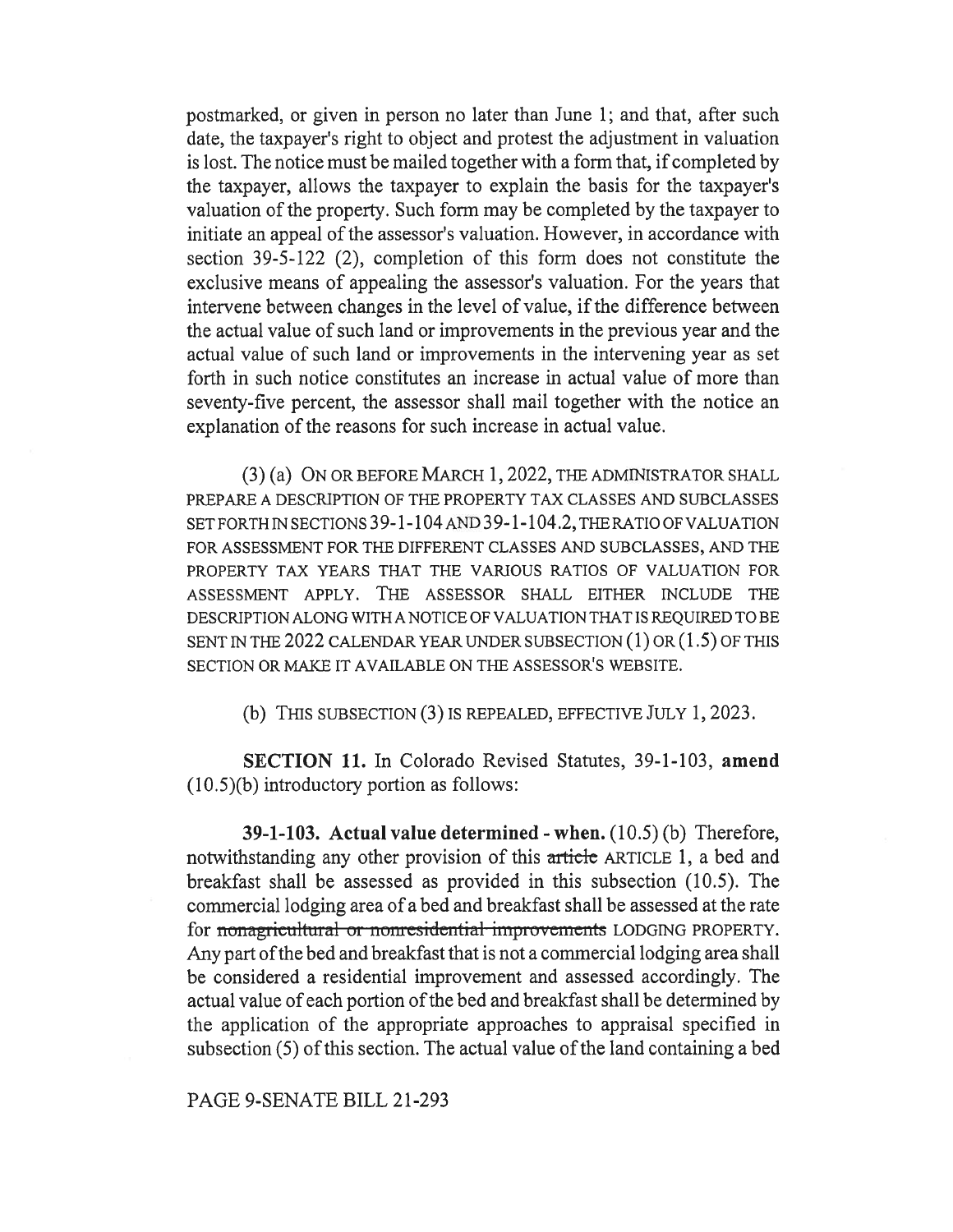postmarked, or given in person no later than June 1; and that, after such date, the taxpayer's right to object and protest the adjustment in valuation is lost. The notice must be mailed together with a form that, if completed by the taxpayer, allows the taxpayer to explain the basis for the taxpayer's valuation of the property. Such form may be completed by the taxpayer to initiate an appeal of the assessor's valuation. However, in accordance with section 39-5-122 (2), completion of this form does not constitute the exclusive means of appealing the assessor's valuation. For the years that intervene between changes in the level of value, if the difference between the actual value of such land or improvements in the previous year and the actual value of such land or improvements in the intervening year as set forth in such notice constitutes an increase in actual value of more than seventy-five percent, the assessor shall mail together with the notice an explanation of the reasons for such increase in actual value.

(3) (a) ON OR BEFORE MARCH 1, 2022, THE ADMINISTRATOR SHALL PREPARE A DESCRIPTION OF THE PROPERTY TAX CLASSES AND SUBCLASSES SET FORTH IN SECTIONS 39-1-104 AND 39-1-104.2, THE RATIO OF VALUATION FOR ASSESSMENT FOR THE DIFFERENT CLASSES AND SUBCLASSES, AND THE PROPERTY TAX YEARS THAT THE VARIOUS RATIOS OF VALUATION FOR ASSESSMENT APPLY. THE ASSESSOR SHALL EITHER INCLUDE THE DESCRIPTION ALONG WITH A NOTICE OF VALUATION THAT IS REQUIRED TO BE SENT IN THE 2022 CALENDAR YEAR UNDER SUBSECTION (1) OR (1.5) OF THIS SECTION OR MAKE IT AVAILABLE ON THE ASSESSOR'S WEBSITE.

(b) THIS SUBSECTION (3) IS REPEALED, EFFECTIVE JULY 1, 2023.

**SECTION 11.** In Colorado Revised Statutes, 39-1-103, **amend** (10.5)(b) introductory portion as follows:

**39-1-103. Actual value determined - when.** (10.5) (b) Therefore, notwithstanding any other provision of this ~~article~~ ARTICLE 1, a bed and breakfast shall be assessed as provided in this subsection (10.5). The commercial lodging area of a bed and breakfast shall be assessed at the rate for ~~nonagricultural or nonresidential improvements~~ LODGING PROPERTY. Any part of the bed and breakfast that is not a commercial lodging area shall be considered a residential improvement and assessed accordingly. The actual value of each portion of the bed and breakfast shall be determined by the application of the appropriate approaches to appraisal specified in subsection (5) of this section. The actual value of the land containing a bed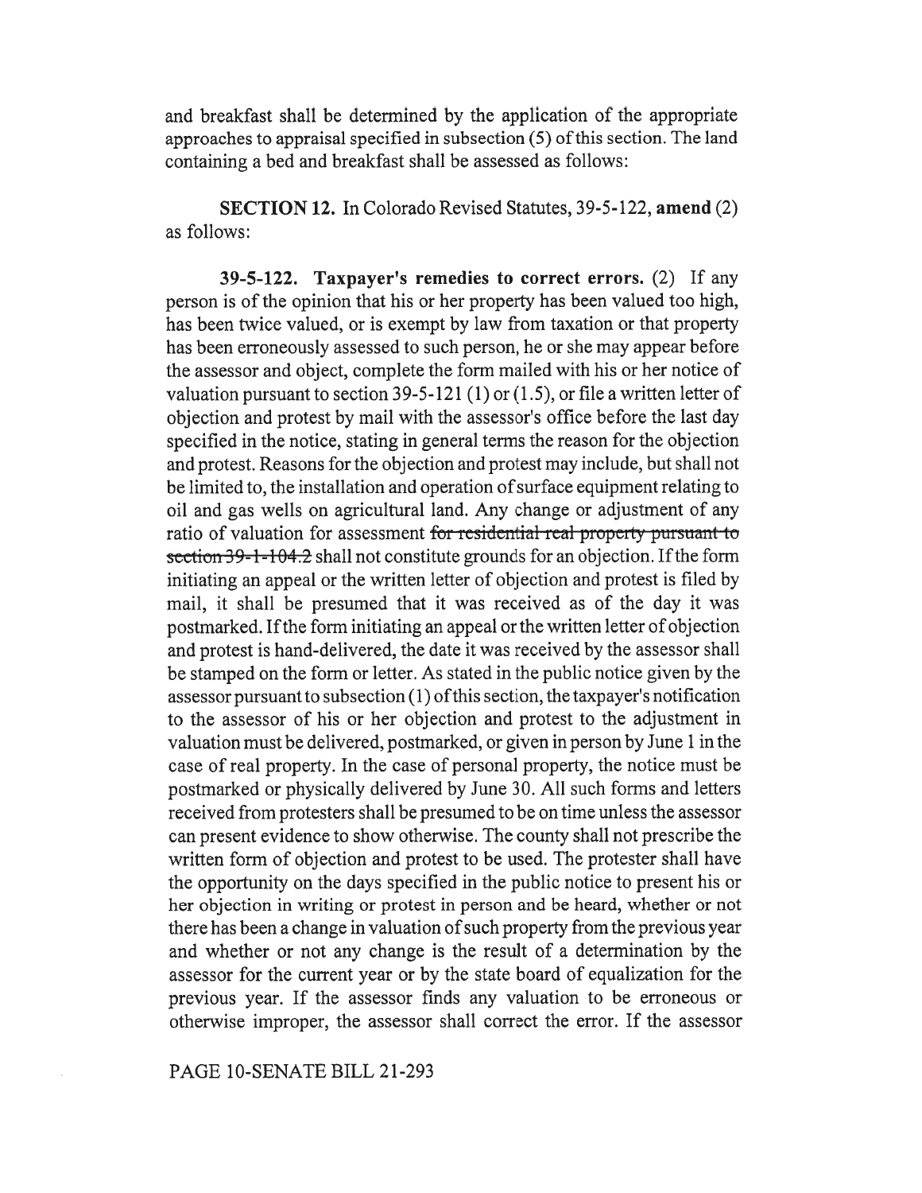and breakfast shall be determined by the application of the appropriate approaches to appraisal specified in subsection (5) of this section. The land containing a bed and breakfast shall be assessed as follows:

**SECTION 12.** In Colorado Revised Statutes, 39-5-122, **amend** (2) as follows:

**39-5-122. Taxpayer's remedies to correct errors.** (2) If any person is of the opinion that his or her property has been valued too high, has been twice valued, or is exempt by law from taxation or that property has been erroneously assessed to such person, he or she may appear before the assessor and object, complete the form mailed with his or her notice of valuation pursuant to section 39-5-121 (1) or (1.5), or file a written letter of objection and protest by mail with the assessor's office before the last day specified in the notice, stating in general terms the reason for the objection and protest. Reasons for the objection and protest may include, but shall not be limited to, the installation and operation of surface equipment relating to oil and gas wells on agricultural land. Any change or adjustment of any ratio of valuation for assessment ~~for residential real property pursuant to section 39-1-104.2~~ shall not constitute grounds for an objection. If the form initiating an appeal or the written letter of objection and protest is filed by mail, it shall be presumed that it was received as of the day it was postmarked. If the form initiating an appeal or the written letter of objection and protest is hand-delivered, the date it was received by the assessor shall be stamped on the form or letter. As stated in the public notice given by the assessor pursuant to subsection (1) of this section, the taxpayer's notification to the assessor of his or her objection and protest to the adjustment in valuation must be delivered, postmarked, or given in person by June 1 in the case of real property. In the case of personal property, the notice must be postmarked or physically delivered by June 30. All such forms and letters received from protesters shall be presumed to be on time unless the assessor can present evidence to show otherwise. The county shall not prescribe the written form of objection and protest to be used. The protester shall have the opportunity on the days specified in the public notice to present his or her objection in writing or protest in person and be heard, whether or not there has been a change in valuation of such property from the previous year and whether or not any change is the result of a determination by the assessor for the current year or by the state board of equalization for the previous year. If the assessor finds any valuation to be erroneous or otherwise improper, the assessor shall correct the error. If the assessor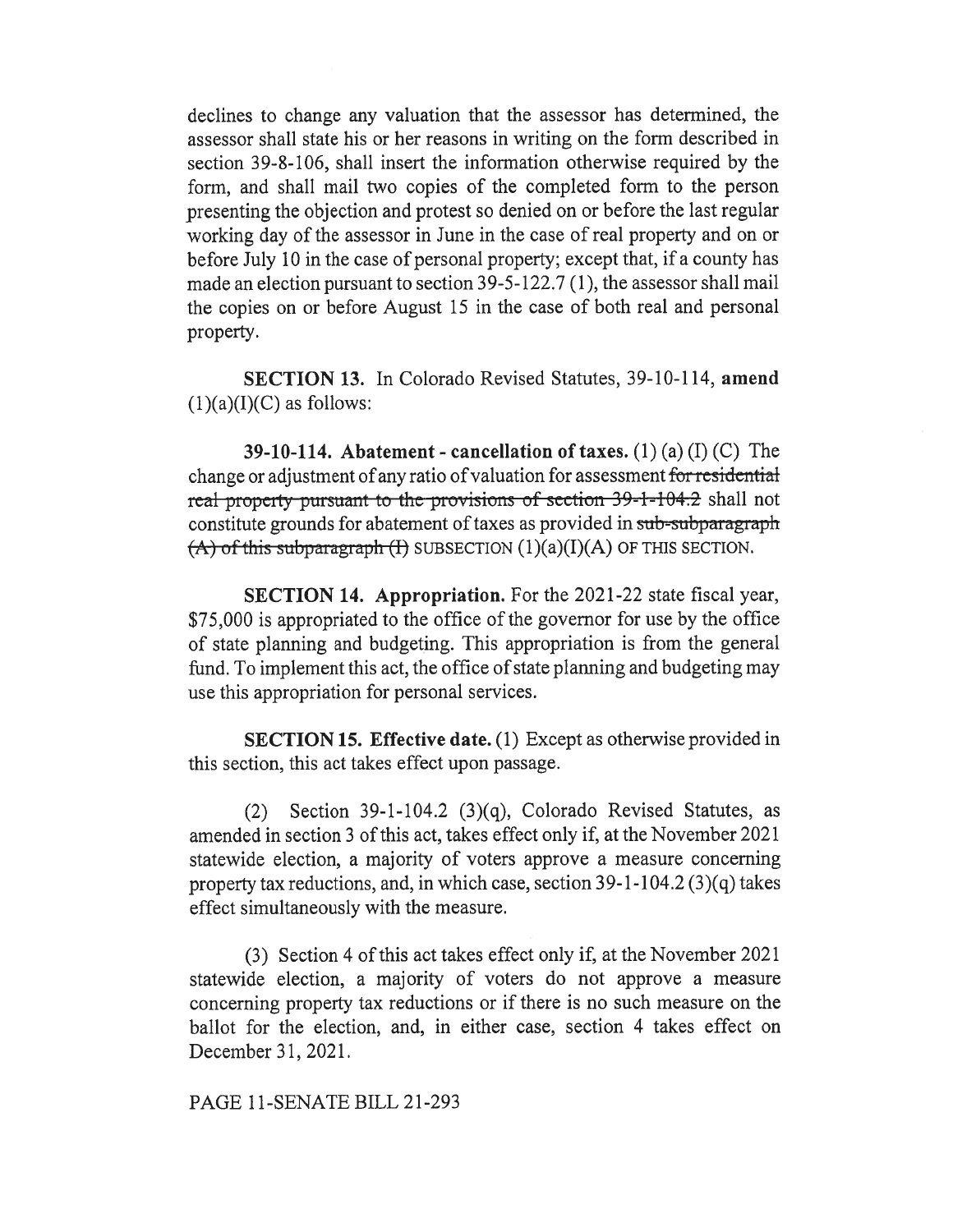declines to change any valuation that the assessor has determined, the assessor shall state his or her reasons in writing on the form described in section 39-8-106, shall insert the information otherwise required by the form, and shall mail two copies of the completed form to the person presenting the objection and protest so denied on or before the last regular working day of the assessor in June in the case of real property and on or before July 10 in the case of personal property; except that, if a county has made an election pursuant to section 39-5-122.7 (1), the assessor shall mail the copies on or before August 15 in the case of both real and personal property.

**SECTION 13.** In Colorado Revised Statutes, 39-10-114, **amend** (1)(a)(I)(C) as follows:

**39-10-114. Abatement - cancellation of taxes.** (1) (a) (I) (C) The change or adjustment of any ratio of valuation for assessment ~~for residential real property pursuant to the provisions of section 39-1-104.2~~ shall not constitute grounds for abatement of taxes as provided in ~~sub-subparagraph (A) of this subparagraph (I)~~ SUBSECTION (1)(a)(I)(A) OF THIS SECTION.

**SECTION 14. Appropriation.** For the 2021-22 state fiscal year, $75,000 is appropriated to the office of the governor for use by the office of state planning and budgeting. This appropriation is from the general fund. To implement this act, the office of state planning and budgeting may use this appropriation for personal services.

**SECTION 15. Effective date.** (1) Except as otherwise provided in this section, this act takes effect upon passage.

(2) Section 39-1-104.2 (3)(q), Colorado Revised Statutes, as amended in section 3 of this act, takes effect only if, at the November 2021 statewide election, a majority of voters approve a measure concerning property tax reductions, and, in which case, section 39-1-104.2 (3)(q) takes effect simultaneously with the measure.

(3) Section 4 of this act takes effect only if, at the November 2021 statewide election, a majority of voters do not approve a measure concerning property tax reductions or if there is no such measure on the ballot for the election, and, in either case, section 4 takes effect on December 31, 2021.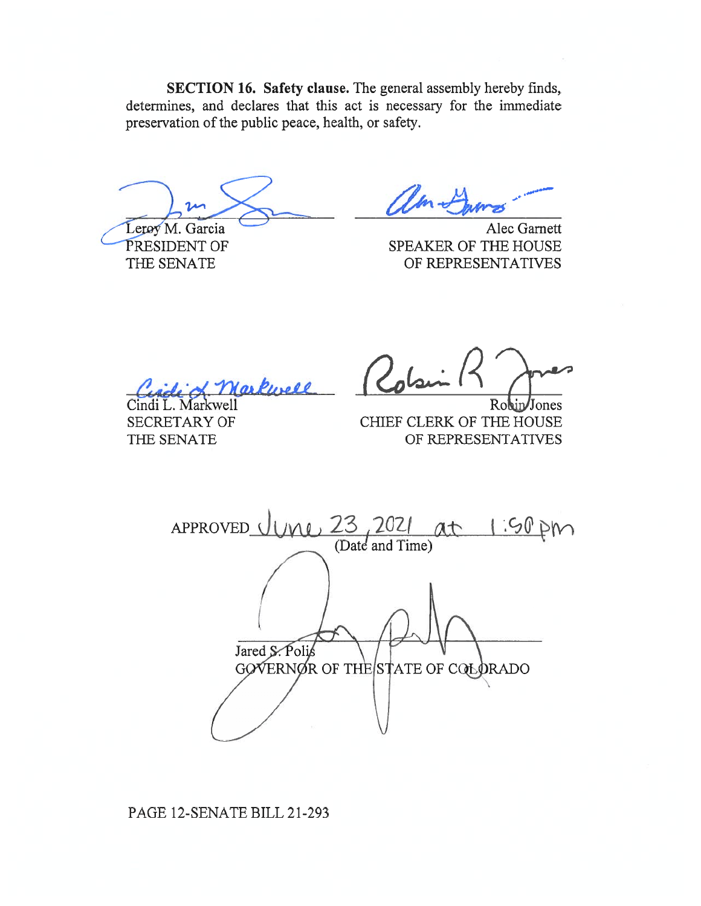**SECTION 16. Safety clause.** The general assembly hereby finds, determines, and declares that this act is necessary for the immediate preservation of the public peace, health, or safety.

Leroy M. Garcia
PRESIDENT OF
THE SENATE

Alec Garnett
SPEAKER OF THE HOUSE
OF REPRESENTATIVES

Cindi L. Markwell
SECRETARY OF
THE SENATE

Robin Jones
CHIEF CLERK OF THE HOUSE
OF REPRESENTATIVES

APPROVED June 23, 2021 at 1:50 pm
(Date and Time)

Jared S. Polis
GOVERNOR OF THE STATE OF COLORADO

PAGE 12-SENATE BILL 21-293